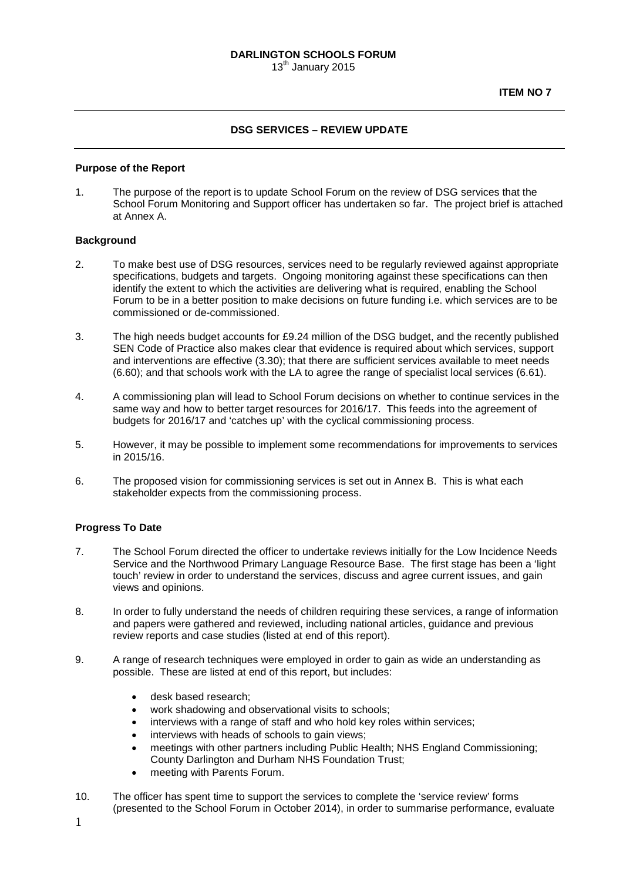**DARLINGTON SCHOOLS FORUM**
13th January 2015

**ITEM NO 7**

---

## DSG SERVICES – REVIEW UPDATE

---

### Purpose of the Report

1. The purpose of the report is to update School Forum on the review of DSG services that the School Forum Monitoring and Support officer has undertaken so far. The project brief is attached at Annex A.

### Background

2. To make best use of DSG resources, services need to be regularly reviewed against appropriate specifications, budgets and targets. Ongoing monitoring against these specifications can then identify the extent to which the activities are delivering what is required, enabling the School Forum to be in a better position to make decisions on future funding i.e. which services are to be commissioned or de-commissioned.

3. The high needs budget accounts for £9.24 million of the DSG budget, and the recently published SEN Code of Practice also makes clear that evidence is required about which services, support and interventions are effective (3.30); that there are sufficient services available to meet needs (6.60); and that schools work with the LA to agree the range of specialist local services (6.61).

4. A commissioning plan will lead to School Forum decisions on whether to continue services in the same way and how to better target resources for 2016/17. This feeds into the agreement of budgets for 2016/17 and 'catches up' with the cyclical commissioning process.

5. However, it may be possible to implement some recommendations for improvements to services in 2015/16.

6. The proposed vision for commissioning services is set out in Annex B. This is what each stakeholder expects from the commissioning process.

### Progress To Date

7. The School Forum directed the officer to undertake reviews initially for the Low Incidence Needs Service and the Northwood Primary Language Resource Base. The first stage has been a 'light touch' review in order to understand the services, discuss and agree current issues, and gain views and opinions.

8. In order to fully understand the needs of children requiring these services, a range of information and papers were gathered and reviewed, including national articles, guidance and previous review reports and case studies (listed at end of this report).

9. A range of research techniques were employed in order to gain as wide an understanding as possible. These are listed at end of this report, but includes:

   - desk based research;
   - work shadowing and observational visits to schools;
   - interviews with a range of staff and who hold key roles within services;
   - interviews with heads of schools to gain views;
   - meetings with other partners including Public Health; NHS England Commissioning; County Darlington and Durham NHS Foundation Trust;
   - meeting with Parents Forum.

10. The officer has spent time to support the services to complete the 'service review' forms (presented to the School Forum in October 2014), in order to summarise performance, evaluate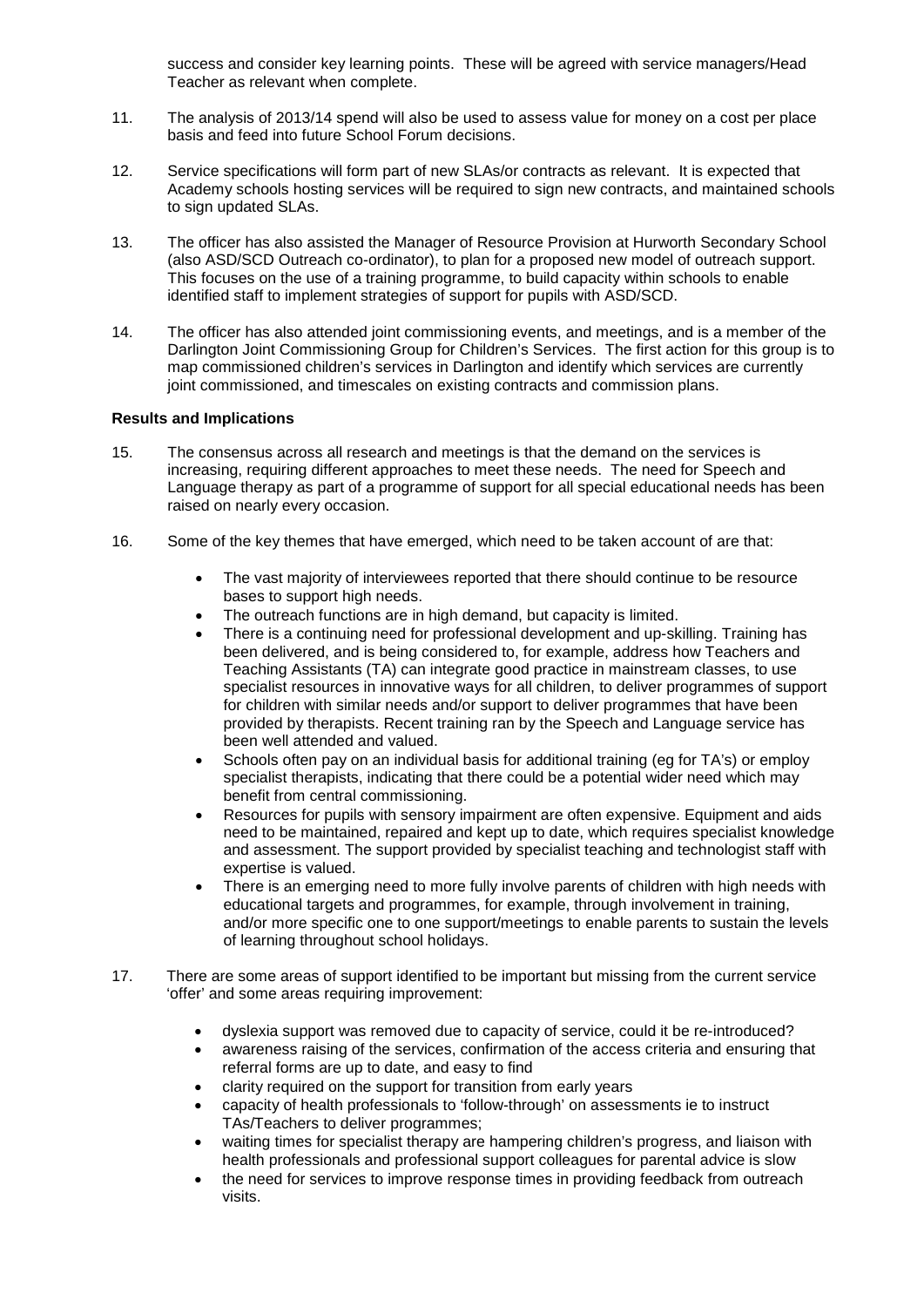success and consider key learning points. These will be agreed with service managers/Head Teacher as relevant when complete.

11. The analysis of 2013/14 spend will also be used to assess value for money on a cost per place basis and feed into future School Forum decisions.

12. Service specifications will form part of new SLAs/or contracts as relevant. It is expected that Academy schools hosting services will be required to sign new contracts, and maintained schools to sign updated SLAs.

13. The officer has also assisted the Manager of Resource Provision at Hurworth Secondary School (also ASD/SCD Outreach co-ordinator), to plan for a proposed new model of outreach support. This focuses on the use of a training programme, to build capacity within schools to enable identified staff to implement strategies of support for pupils with ASD/SCD.

14. The officer has also attended joint commissioning events, and meetings, and is a member of the Darlington Joint Commissioning Group for Children's Services. The first action for this group is to map commissioned children's services in Darlington and identify which services are currently joint commissioned, and timescales on existing contracts and commission plans.

**Results and Implications**

15. The consensus across all research and meetings is that the demand on the services is increasing, requiring different approaches to meet these needs. The need for Speech and Language therapy as part of a programme of support for all special educational needs has been raised on nearly every occasion.

16. Some of the key themes that have emerged, which need to be taken account of are that:

    - The vast majority of interviewees reported that there should continue to be resource bases to support high needs.
    - The outreach functions are in high demand, but capacity is limited.
    - There is a continuing need for professional development and up-skilling. Training has been delivered, and is being considered to, for example, address how Teachers and Teaching Assistants (TA) can integrate good practice in mainstream classes, to use specialist resources in innovative ways for all children, to deliver programmes of support for children with similar needs and/or support to deliver programmes that have been provided by therapists. Recent training ran by the Speech and Language service has been well attended and valued.
    - Schools often pay on an individual basis for additional training (eg for TA's) or employ specialist therapists, indicating that there could be a potential wider need which may benefit from central commissioning.
    - Resources for pupils with sensory impairment are often expensive. Equipment and aids need to be maintained, repaired and kept up to date, which requires specialist knowledge and assessment. The support provided by specialist teaching and technologist staff with expertise is valued.
    - There is an emerging need to more fully involve parents of children with high needs with educational targets and programmes, for example, through involvement in training, and/or more specific one to one support/meetings to enable parents to sustain the levels of learning throughout school holidays.

17. There are some areas of support identified to be important but missing from the current service 'offer' and some areas requiring improvement:

    - dyslexia support was removed due to capacity of service, could it be re-introduced?
    - awareness raising of the services, confirmation of the access criteria and ensuring that referral forms are up to date, and easy to find
    - clarity required on the support for transition from early years
    - capacity of health professionals to 'follow-through' on assessments ie to instruct TAs/Teachers to deliver programmes;
    - waiting times for specialist therapy are hampering children's progress, and liaison with health professionals and professional support colleagues for parental advice is slow
    - the need for services to improve response times in providing feedback from outreach visits.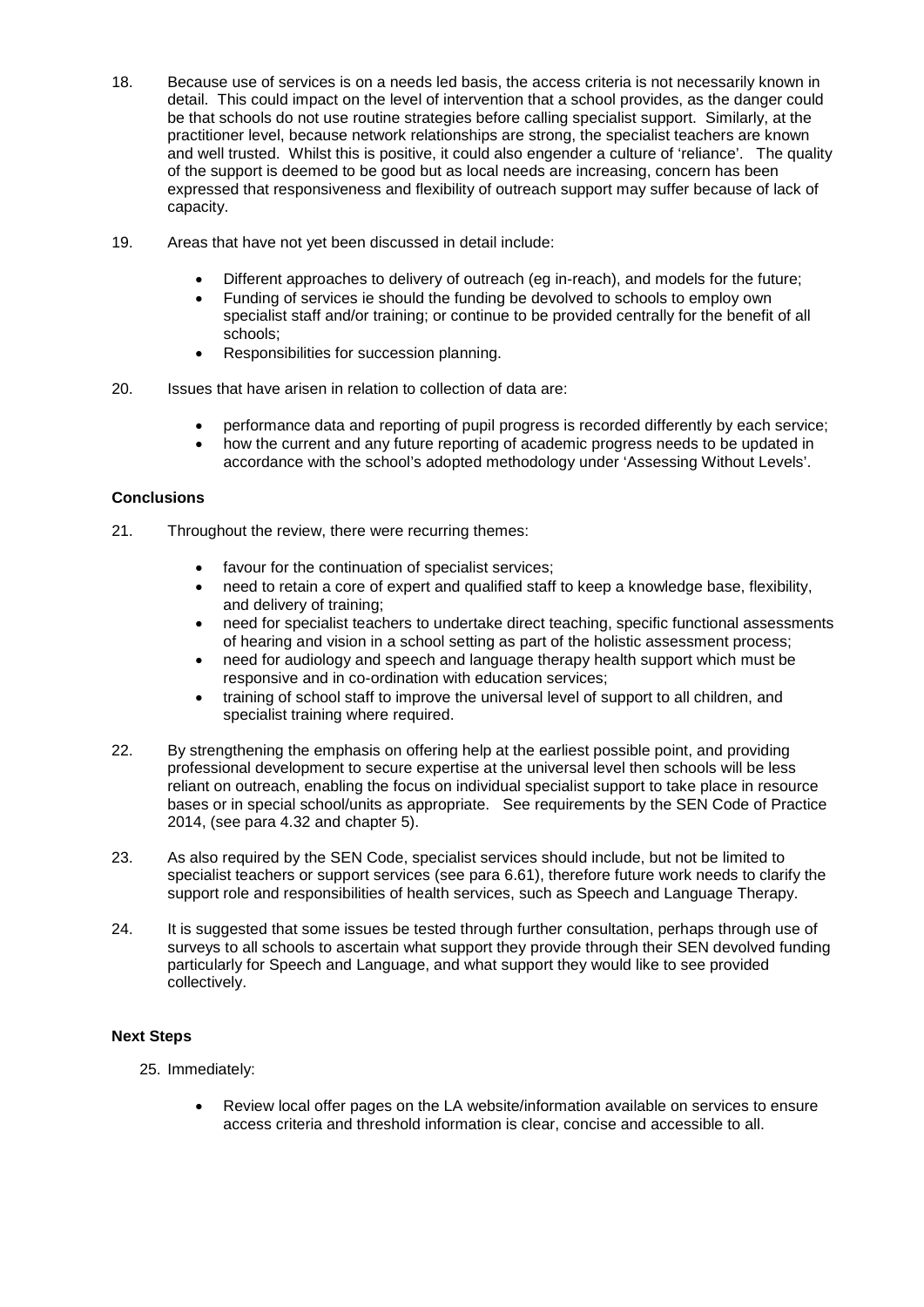18. Because use of services is on a needs led basis, the access criteria is not necessarily known in detail. This could impact on the level of intervention that a school provides, as the danger could be that schools do not use routine strategies before calling specialist support. Similarly, at the practitioner level, because network relationships are strong, the specialist teachers are known and well trusted. Whilst this is positive, it could also engender a culture of 'reliance'. The quality of the support is deemed to be good but as local needs are increasing, concern has been expressed that responsiveness and flexibility of outreach support may suffer because of lack of capacity.

19. Areas that have not yet been discussed in detail include:

    - Different approaches to delivery of outreach (eg in-reach), and models for the future;
    - Funding of services ie should the funding be devolved to schools to employ own specialist staff and/or training; or continue to be provided centrally for the benefit of all schools;
    - Responsibilities for succession planning.

20. Issues that have arisen in relation to collection of data are:

    - performance data and reporting of pupil progress is recorded differently by each service;
    - how the current and any future reporting of academic progress needs to be updated in accordance with the school's adopted methodology under 'Assessing Without Levels'.

**Conclusions**

21. Throughout the review, there were recurring themes:

    - favour for the continuation of specialist services;
    - need to retain a core of expert and qualified staff to keep a knowledge base, flexibility, and delivery of training;
    - need for specialist teachers to undertake direct teaching, specific functional assessments of hearing and vision in a school setting as part of the holistic assessment process;
    - need for audiology and speech and language therapy health support which must be responsive and in co-ordination with education services;
    - training of school staff to improve the universal level of support to all children, and specialist training where required.

22. By strengthening the emphasis on offering help at the earliest possible point, and providing professional development to secure expertise at the universal level then schools will be less reliant on outreach, enabling the focus on individual specialist support to take place in resource bases or in special school/units as appropriate. See requirements by the SEN Code of Practice 2014, (see para 4.32 and chapter 5).

23. As also required by the SEN Code, specialist services should include, but not be limited to specialist teachers or support services (see para 6.61), therefore future work needs to clarify the support role and responsibilities of health services, such as Speech and Language Therapy.

24. It is suggested that some issues be tested through further consultation, perhaps through use of surveys to all schools to ascertain what support they provide through their SEN devolved funding particularly for Speech and Language, and what support they would like to see provided collectively.

**Next Steps**

25. Immediately:

    - Review local offer pages on the LA website/information available on services to ensure access criteria and threshold information is clear, concise and accessible to all.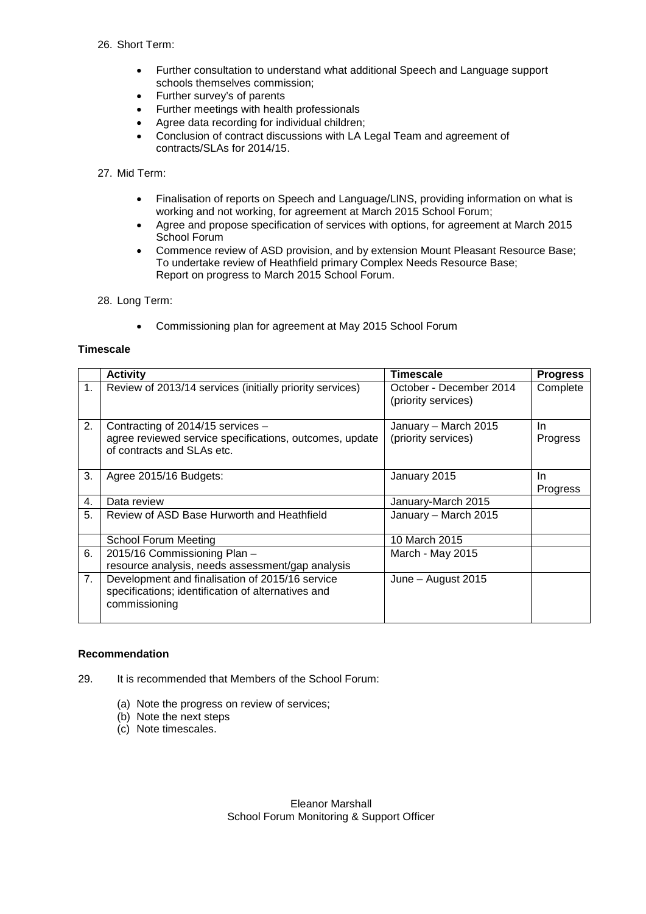26. Short Term:

    - Further consultation to understand what additional Speech and Language support schools themselves commission;
    - Further survey's of parents
    - Further meetings with health professionals
    - Agree data recording for individual children;
    - Conclusion of contract discussions with LA Legal Team and agreement of contracts/SLAs for 2014/15.

27. Mid Term:

    - Finalisation of reports on Speech and Language/LINS, providing information on what is working and not working, for agreement at March 2015 School Forum;
    - Agree and propose specification of services with options, for agreement at March 2015 School Forum
    - Commence review of ASD provision, and by extension Mount Pleasant Resource Base; To undertake review of Heathfield primary Complex Needs Resource Base; Report on progress to March 2015 School Forum.

28. Long Term:

    - Commissioning plan for agreement at May 2015 School Forum

**Timescale**

| | Activity | Timescale | Progress |
|---|---|---|---|
| 1. | Review of 2013/14 services (initially priority services) | October - December 2014 (priority services) | Complete |
| 2. | Contracting of 2014/15 services – agree reviewed service specifications, outcomes, update of contracts and SLAs etc. | January – March 2015 (priority services) | In Progress |
| 3. | Agree 2015/16 Budgets: | January 2015 | In Progress |
| 4. | Data review | January-March 2015 | |
| 5. | Review of ASD Base Hurworth and Heathfield | January – March 2015 | |
| | School Forum Meeting | 10 March 2015 | |
| 6. | 2015/16 Commissioning Plan – resource analysis, needs assessment/gap analysis | March - May 2015 | |
| 7. | Development and finalisation of 2015/16 service specifications; identification of alternatives and commissioning | June – August 2015 | |

**Recommendation**

29. It is recommended that Members of the School Forum:

    (a) Note the progress on review of services;
    (b) Note the next steps
    (c) Note timescales.

Eleanor Marshall
School Forum Monitoring & Support Officer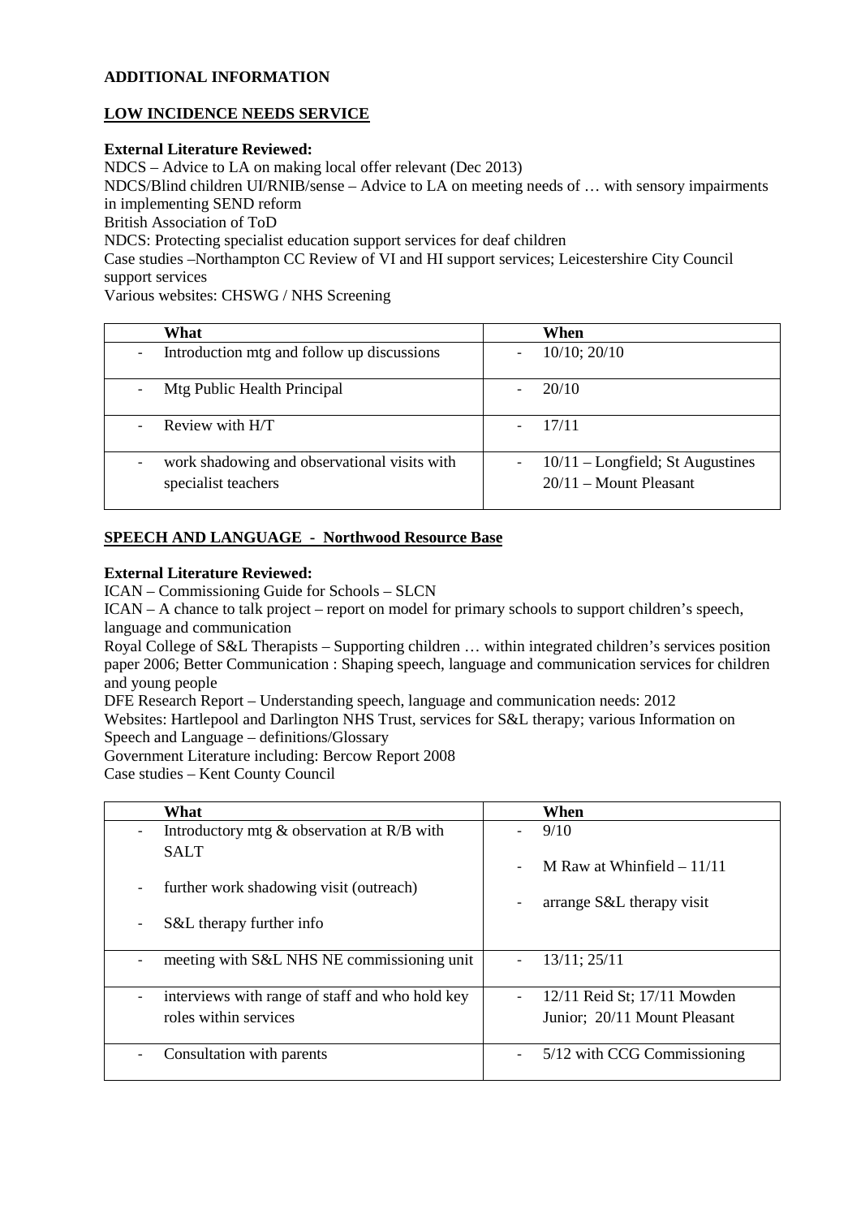**ADDITIONAL INFORMATION**

**LOW INCIDENCE NEEDS SERVICE**

**External Literature Reviewed:**
NDCS – Advice to LA on making local offer relevant (Dec 2013)
NDCS/Blind children UI/RNIB/sense – Advice to LA on meeting needs of … with sensory impairments in implementing SEND reform
British Association of ToD
NDCS: Protecting specialist education support services for deaf children
Case studies –Northampton CC Review of VI and HI support services; Leicestershire City Council support services
Various websites: CHSWG / NHS Screening

| What | When |
|---|---|
| - Introduction mtg and follow up discussions | - 10/10; 20/10 |
| - Mtg Public Health Principal | - 20/10 |
| - Review with H/T | - 17/11 |
| - work shadowing and observational visits with specialist teachers | - 10/11 – Longfield; St Augustines 20/11 – Mount Pleasant |

**SPEECH AND LANGUAGE - Northwood Resource Base**

**External Literature Reviewed:**
ICAN – Commissioning Guide for Schools – SLCN
ICAN – A chance to talk project – report on model for primary schools to support children's speech, language and communication
Royal College of S&L Therapists – Supporting children … within integrated children's services position paper 2006; Better Communication : Shaping speech, language and communication services for children and young people
DFE Research Report – Understanding speech, language and communication needs: 2012
Websites: Hartlepool and Darlington NHS Trust, services for S&L therapy; various Information on Speech and Language – definitions/Glossary
Government Literature including: Bercow Report 2008
Case studies – Kent County Council

| What | When |
|---|---|
| - Introductory mtg & observation at R/B with SALT<br>- further work shadowing visit (outreach)<br>- S&L therapy further info | - 9/10<br>- M Raw at Whinfield – 11/11<br>- arrange S&L therapy visit |
| - meeting with S&L NHS NE commissioning unit | - 13/11; 25/11 |
| - interviews with range of staff and who hold key roles within services | - 12/11 Reid St; 17/11 Mowden Junior; 20/11 Mount Pleasant |
| - Consultation with parents | - 5/12 with CCG Commissioning |